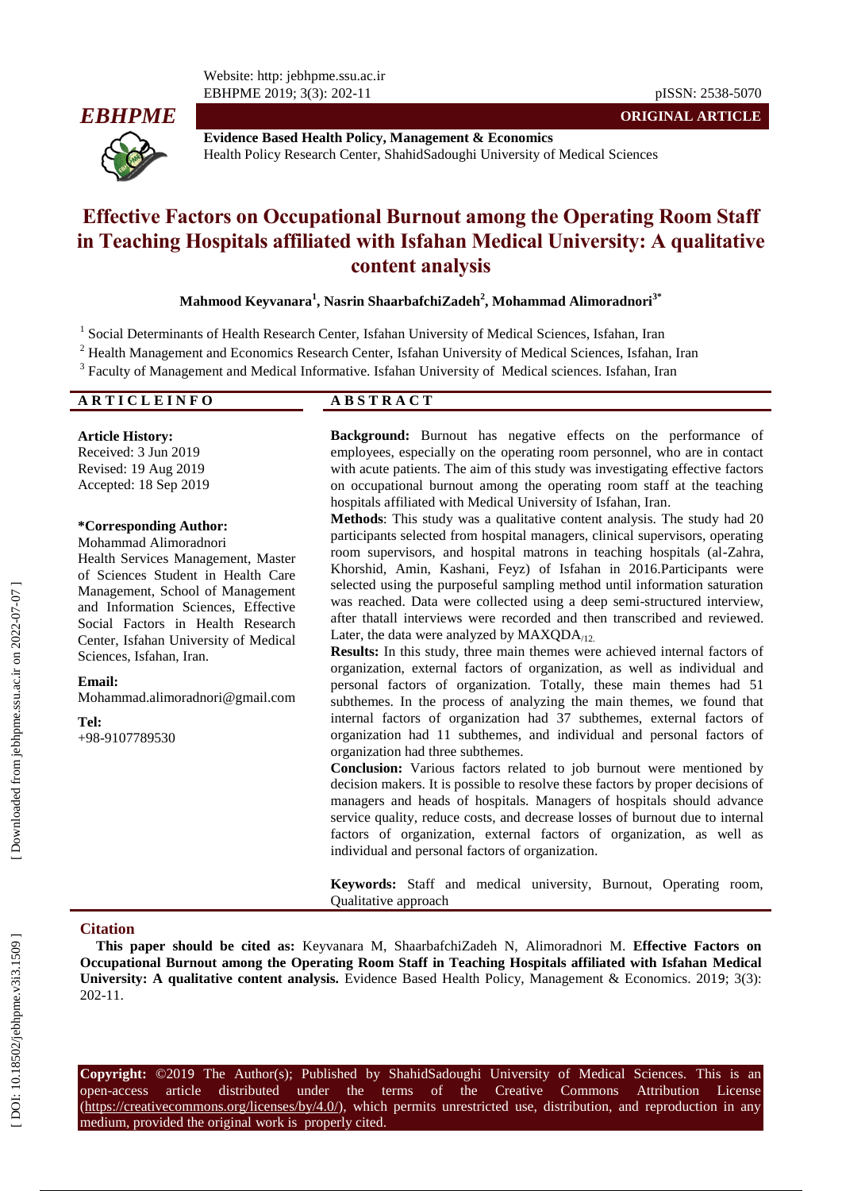**ORIGINAL ARTICLE**

**Evidence Based Health Policy, Management & Economics**
Health Policy Research Center, ShahidSadoughi University of Medical Sciences

# Effective Factors on Occupational Burnout among the Operating Room Staff in Teaching Hospitals affiliated with Isfahan Medical University: A qualitative content analysis

**Mahmood Keyvanara[1], Nasrin ShaarbafchiZadeh[2], Mohammad Alimoradnori[3*]**

[1] Social Determinants of Health Research Center, Isfahan University of Medical Sciences, Isfahan, Iran

[2] Health Management and Economics Research Center, Isfahan University of Medical Sciences, Isfahan, Iran

[3] Faculty of Management and Medical Informative. Isfahan University of Medical sciences. Isfahan, Iran

## ARTICLE INFO

**Article History:**
Received: 3 Jun 2019
Revised: 19 Aug 2019
Accepted: 18 Sep 2019

**\*Corresponding Author:**
Mohammad Alimoradnori
Health Services Management, Master of Sciences Student in Health Care Management, School of Management and Information Sciences, Effective Social Factors in Health Research Center, Isfahan University of Medical Sciences, Isfahan, Iran.

**Email:**
Mohammad.alimoradnori@gmail.com

**Tel:**
+98-9107789530

## ABSTRACT

**Background:** Burnout has negative effects on the performance of employees, especially on the operating room personnel, who are in contact with acute patients. The aim of this study was investigating effective factors on occupational burnout among the operating room staff at the teaching hospitals affiliated with Medical University of Isfahan, Iran.

**Methods**: This study was a qualitative content analysis. The study had 20 participants selected from hospital managers, clinical supervisors, operating room supervisors, and hospital matrons in teaching hospitals (al-Zahra, Khorshid, Amin, Kashani, Feyz) of Isfahan in 2016.Participants were selected using the purposeful sampling method until information saturation was reached. Data were collected using a deep semi-structured interview, after thatall interviews were recorded and then transcribed and reviewed. Later, the data were analyzed by $\text{MAXQDA}_{/12.}$

**Results:** In this study, three main themes were achieved internal factors of organization, external factors of organization, as well as individual and personal factors of organization. Totally, these main themes had 51 subthemes. In the process of analyzing the main themes, we found that internal factors of organization had 37 subthemes, external factors of organization had 11 subthemes, and individual and personal factors of organization had three subthemes.

**Conclusion:** Various factors related to job burnout were mentioned by decision makers. It is possible to resolve these factors by proper decisions of managers and heads of hospitals. Managers of hospitals should advance service quality, reduce costs, and decrease losses of burnout due to internal factors of organization, external factors of organization, as well as individual and personal factors of organization.

**Keywords:** Staff and medical university, Burnout, Operating room, Qualitative approach

## Citation

**This paper should be cited as:** Keyvanara M, ShaarbafchiZadeh N, Alimoradnori M. **Effective Factors on Occupational Burnout among the Operating Room Staff in Teaching Hospitals affiliated with Isfahan Medical University: A qualitative content analysis.** Evidence Based Health Policy, Management & Economics. 2019; 3(3): 202-11.

**Copyright:** ©2019 The Author(s); Published by ShahidSadoughi University of Medical Sciences. This is an open-access article distributed under the terms of the Creative Commons Attribution License (https://creativecommons.org/licenses/by/4.0/), which permits unrestricted use, distribution, and reproduction in any medium, provided the original work is properly cited.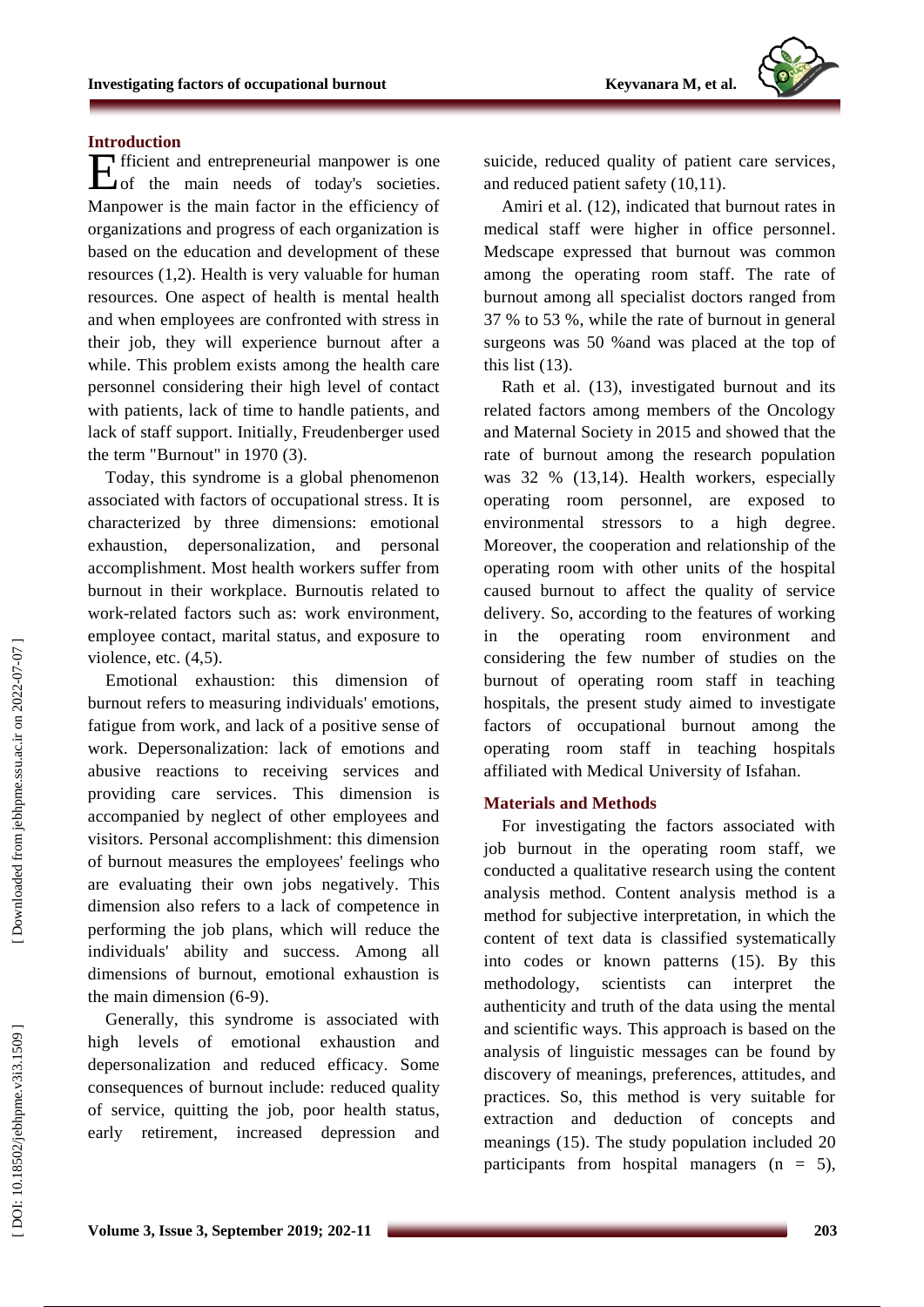## Introduction

Efficient and entrepreneurial manpower is one of the main needs of today's societies. Manpower is the main factor in the efficiency of organizations and progress of each organization is based on the education and development of these resources (1,2). Health is very valuable for human resources. One aspect of health is mental health and when employees are confronted with stress in their job, they will experience burnout after a while. This problem exists among the health care personnel considering their high level of contact with patients, lack of time to handle patients, and lack of staff support. Initially, Freudenberger used the term "Burnout" in 1970 (3).

Today, this syndrome is a global phenomenon associated with factors of occupational stress. It is characterized by three dimensions: emotional exhaustion, depersonalization, and personal accomplishment. Most health workers suffer from burnout in their workplace. Burnoutis related to work-related factors such as: work environment, employee contact, marital status, and exposure to violence, etc. (4,5).

Emotional exhaustion: this dimension of burnout refers to measuring individuals' emotions, fatigue from work, and lack of a positive sense of work. Depersonalization: lack of emotions and abusive reactions to receiving services and providing care services. This dimension is accompanied by neglect of other employees and visitors. Personal accomplishment: this dimension of burnout measures the employees' feelings who are evaluating their own jobs negatively. This dimension also refers to a lack of competence in performing the job plans, which will reduce the individuals' ability and success. Among all dimensions of burnout, emotional exhaustion is the main dimension (6-9).

Generally, this syndrome is associated with high levels of emotional exhaustion and depersonalization and reduced efficacy. Some consequences of burnout include: reduced quality of service, quitting the job, poor health status, early retirement, increased depression and suicide, reduced quality of patient care services, and reduced patient safety (10,11).

Amiri et al. (12), indicated that burnout rates in medical staff were higher in office personnel. Medscape expressed that burnout was common among the operating room staff. The rate of burnout among all specialist doctors ranged from 37 % to 53 %, while the rate of burnout in general surgeons was 50 %and was placed at the top of this list (13).

Rath et al. (13), investigated burnout and its related factors among members of the Oncology and Maternal Society in 2015 and showed that the rate of burnout among the research population was 32 % (13,14). Health workers, especially operating room personnel, are exposed to environmental stressors to a high degree. Moreover, the cooperation and relationship of the operating room with other units of the hospital caused burnout to affect the quality of service delivery. So, according to the features of working in the operating room environment and considering the few number of studies on the burnout of operating room staff in teaching hospitals, the present study aimed to investigate factors of occupational burnout among the operating room staff in teaching hospitals affiliated with Medical University of Isfahan.

## Materials and Methods

For investigating the factors associated with job burnout in the operating room staff, we conducted a qualitative research using the content analysis method. Content analysis method is a method for subjective interpretation, in which the content of text data is classified systematically into codes or known patterns (15). By this methodology, scientists can interpret the authenticity and truth of the data using the mental and scientific ways. This approach is based on the analysis of linguistic messages can be found by discovery of meanings, preferences, attitudes, and practices. So, this method is very suitable for extraction and deduction of concepts and meanings (15). The study population included 20 participants from hospital managers (n = 5),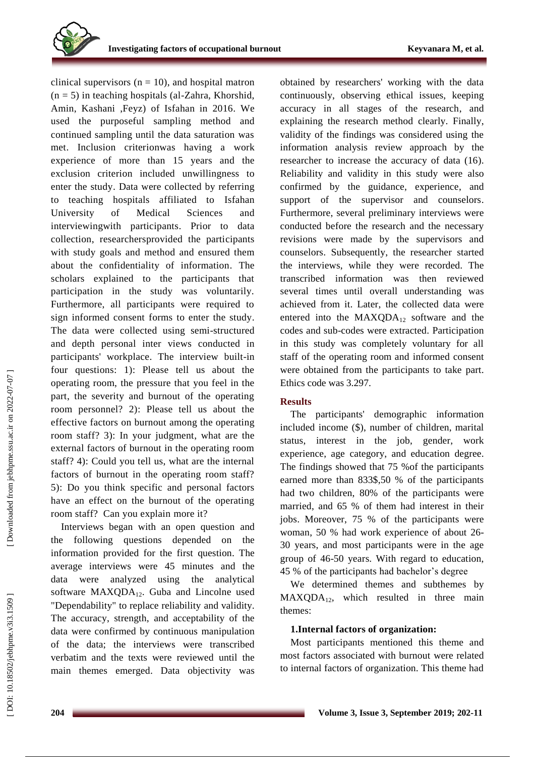clinical supervisors (n = 10), and hospital matron (n = 5) in teaching hospitals (al-Zahra, Khorshid, Amin, Kashani ,Feyz) of Isfahan in 2016. We used the purposeful sampling method and continued sampling until the data saturation was met. Inclusion criterionwas having a work experience of more than 15 years and the exclusion criterion included unwillingness to enter the study. Data were collected by referring to teaching hospitals affiliated to Isfahan University of Medical Sciences and interviewingwith participants. Prior to data collection, researchersprovided the participants with study goals and method and ensured them about the confidentiality of information. The scholars explained to the participants that participation in the study was voluntarily. Furthermore, all participants were required to sign informed consent forms to enter the study. The data were collected using semi-structured and depth personal inter views conducted in participants' workplace. The interview built-in four questions: 1): Please tell us about the operating room, the pressure that you feel in the part, the severity and burnout of the operating room personnel? 2): Please tell us about the effective factors on burnout among the operating room staff? 3): In your judgment, what are the external factors of burnout in the operating room staff? 4): Could you tell us, what are the internal factors of burnout in the operating room staff? 5): Do you think specific and personal factors have an effect on the burnout of the operating room staff? Can you explain more it?

Interviews began with an open question and the following questions depended on the information provided for the first question. The average interviews were 45 minutes and the data were analyzed using the analytical software $MAXQDA_{12}$. Guba and Lincolne used "Dependability" to replace reliability and validity. The accuracy, strength, and acceptability of the data were confirmed by continuous manipulation of the data; the interviews were transcribed verbatim and the texts were reviewed until the main themes emerged. Data objectivity was obtained by researchers' working with the data continuously, observing ethical issues, keeping accuracy in all stages of the research, and explaining the research method clearly. Finally, validity of the findings was considered using the information analysis review approach by the researcher to increase the accuracy of data (16). Reliability and validity in this study were also confirmed by the guidance, experience, and support of the supervisor and counselors. Furthermore, several preliminary interviews were conducted before the research and the necessary revisions were made by the supervisors and counselors. Subsequently, the researcher started the interviews, while they were recorded. The transcribed information was then reviewed several times until overall understanding was achieved from it. Later, the collected data were entered into the $MAXQDA_{12}$ software and the codes and sub-codes were extracted. Participation in this study was completely voluntary for all staff of the operating room and informed consent were obtained from the participants to take part. Ethics code was 3.297.

## Results

The participants' demographic information included income ($), number of children, marital status, interest in the job, gender, work experience, age category, and education degree. The findings showed that 75 %of the participants earned more than 833$,50 % of the participants had two children, 80% of the participants were married, and 65 % of them had interest in their jobs. Moreover, 75 % of the participants were woman, 50 % had work experience of about 26-30 years, and most participants were in the age group of 46-50 years. With regard to education, 45 % of the participants had bachelor's degree

We determined themes and subthemes by $MAXQDA_{12}$, which resulted in three main themes:

### 1.Internal factors of organization:

Most participants mentioned this theme and most factors associated with burnout were related to internal factors of organization. This theme had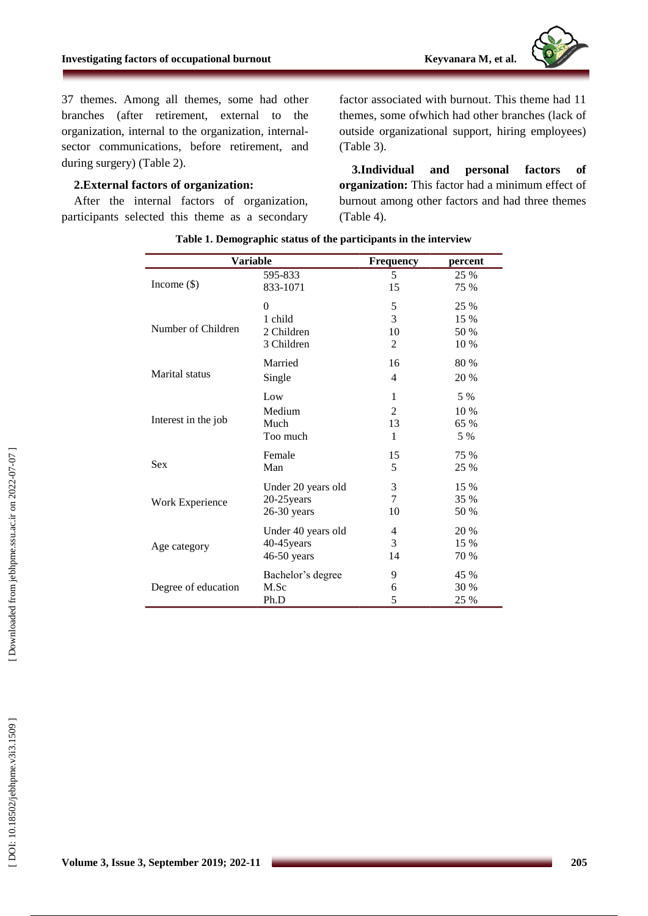37 themes. Among all themes, some had other branches (after retirement, external to the organization, internal to the organization, internal-sector communications, before retirement, and during surgery) (Table 2).

**2.External factors of organization:**

After the internal factors of organization, participants selected this theme as a secondary factor associated with burnout. This theme had 11 themes, some ofwhich had other branches (lack of outside organizational support, hiring employees) (Table 3).

**3.Individual and personal factors of organization:** This factor had a minimum effect of burnout among other factors and had three themes (Table 4).

**Table 1. Demographic status of the participants in the interview**

| Variable | | Frequency | percent |
|---|---|---|---|
| Income ($) | 595-833 | 5 | 25 % |
| | 833-1071 | 15 | 75 % |
| Number of Children | 0 | 5 | 25 % |
| | 1 child | 3 | 15 % |
| | 2 Children | 10 | 50 % |
| | 3 Children | 2 | 10 % |
| Marital status | Married | 16 | 80 % |
| | Single | 4 | 20 % |
| Interest in the job | Low | 1 | 5 % |
| | Medium | 2 | 10 % |
| | Much | 13 | 65 % |
| | Too much | 1 | 5 % |
| Sex | Female | 15 | 75 % |
| | Man | 5 | 25 % |
| Work Experience | Under 20 years old | 3 | 15 % |
| | 20-25years | 7 | 35 % |
| | 26-30 years | 10 | 50 % |
| Age category | Under 40 years old | 4 | 20 % |
| | 40-45years | 3 | 15 % |
| | 46-50 years | 14 | 70 % |
| Degree of education | Bachelor's degree | 9 | 45 % |
| | M.Sc | 6 | 30 % |
| | Ph.D | 5 | 25 % |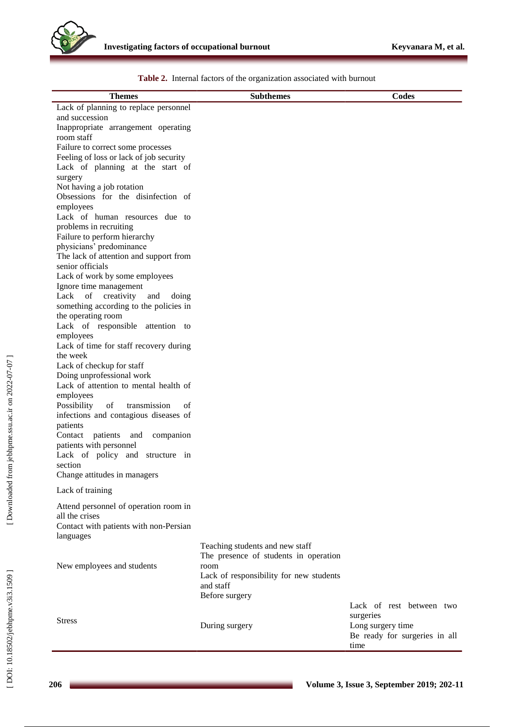**Table 2.** Internal factors of the organization associated with burnout

| Themes | Subthemes | Codes |
|---|---|---|
| Lack of planning to replace personnel and succession | | |
| Inappropriate arrangement operating room staff | | |
| Failure to correct some processes | | |
| Feeling of loss or lack of job security | | |
| Lack of planning at the start of surgery | | |
| Not having a job rotation | | |
| Obsessions for the disinfection of employees | | |
| Lack of human resources due to problems in recruiting | | |
| Failure to perform hierarchy | | |
| physicians' predominance | | |
| The lack of attention and support from senior officials | | |
| Lack of work by some employees | | |
| Ignore time management | | |
| Lack of creativity and doing something according to the policies in the operating room | | |
| Lack of responsible attention to employees | | |
| Lack of time for staff recovery during the week | | |
| Lack of checkup for staff | | |
| Doing unprofessional work | | |
| Lack of attention to mental health of employees | | |
| Possibility of transmission of infections and contagious diseases of patients | | |
| Contact patients and companion patients with personnel | | |
| Lack of policy and structure in section | | |
| Change attitudes in managers | | |
| Lack of training | | |
| Attend personnel of operation room in all the crises | | |
| Contact with patients with non-Persian languages | | |
| New employees and students | Teaching students and new staff | |
| | The presence of students in operation room | |
| | Lack of responsibility for new students and staff | |
| Stress | Before surgery | |
| | During surgery | Lack of rest between two surgeries |
| | | Long surgery time |
| | | Be ready for surgeries in all time |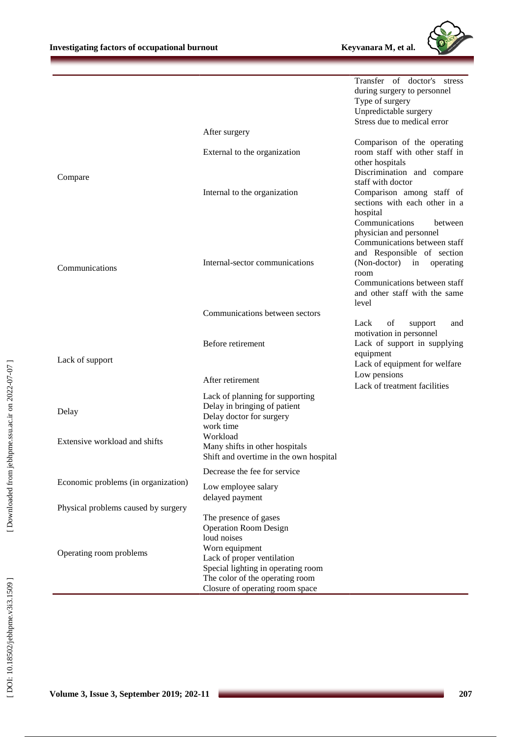| | | |
|---|---|---|
| | | Transfer of doctor's stress during surgery to personnel |
| | | Type of surgery |
| | | Unpredictable surgery |
| | | Stress due to medical error |
| | After surgery | |
| Compare | External to the organization | Comparison of the operating room staff with other staff in other hospitals |
| | Internal to the organization | Discrimination and compare staff with doctor |
| | | Comparison among staff of sections with each other in a hospital |
| Communications | Internal-sector communications | Communications between physician and personnel |
| | | Communications between staff and Responsible of section (Non-doctor) in operating room |
| | | Communications between staff and other staff with the same level |
| | Communications between sectors | |
| Lack of support | Before retirement | Lack of support and motivation in personnel |
| | | Lack of support in supplying equipment |
| | | Lack of equipment for welfare |
| | After retirement | Low pensions |
| | | Lack of treatment facilities |
| | Lack of planning for supporting | |
| Delay | Delay in bringing of patient | |
| | Delay doctor for surgery | |
| Extensive workload and shifts | work time | |
| | Workload | |
| | Many shifts in other hospitals | |
| | Shift and overtime in the own hospital | |
| Economic problems (in organization) | Decrease the fee for service | |
| | Low employee salary | |
| | delayed payment | |
| Physical problems caused by surgery | | |
| Operating room problems | The presence of gases | |
| | Operation Room Design | |
| | loud noises | |
| | Worn equipment | |
| | Lack of proper ventilation | |
| | Special lighting in operating room | |
| | The color of the operating room | |
| | Closure of operating room space | |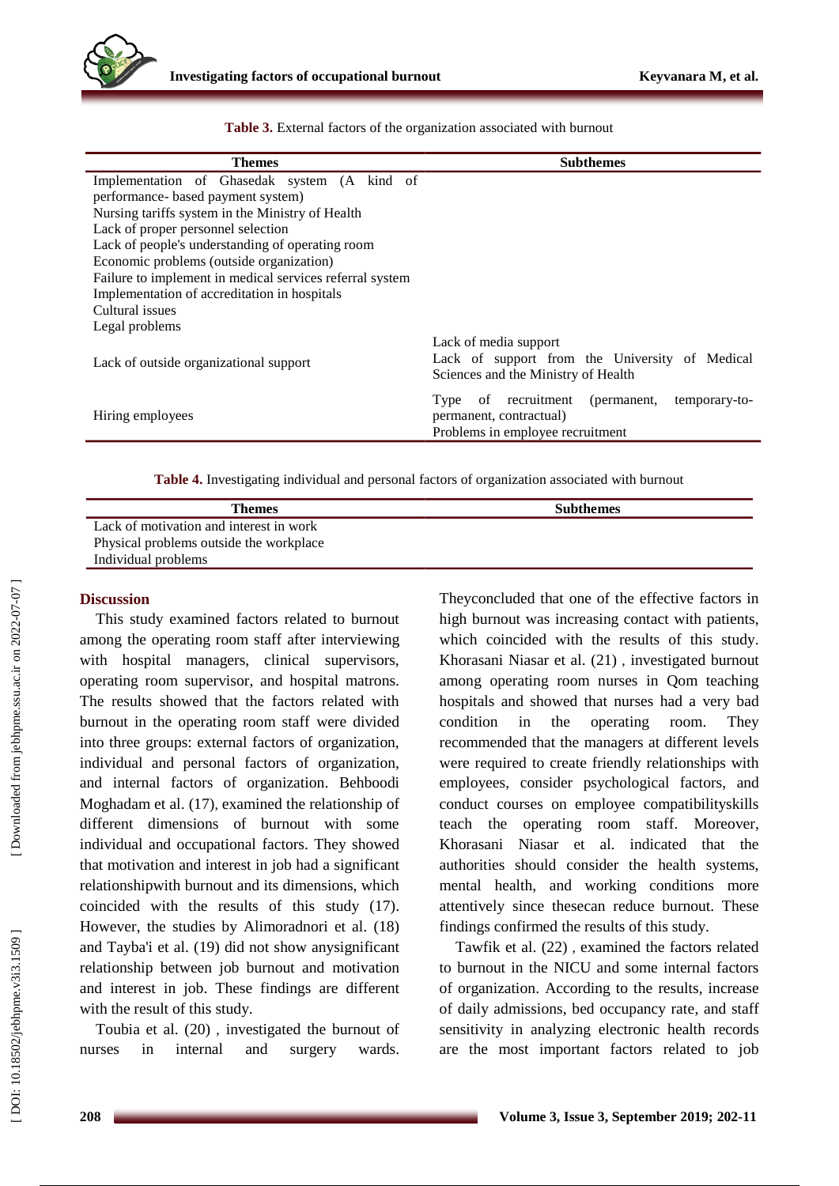**Table 3.** External factors of the organization associated with burnout

| Themes | Subthemes |
|---|---|
| Implementation of Ghasedak system (A kind of performance- based payment system) | |
| Nursing tariffs system in the Ministry of Health | |
| Lack of proper personnel selection | |
| Lack of people's understanding of operating room | |
| Economic problems (outside organization) | |
| Failure to implement in medical services referral system | |
| Implementation of accreditation in hospitals | |
| Cultural issues | |
| Legal problems | |
| Lack of outside organizational support | Lack of media support<br>Lack of support from the University of Medical Sciences and the Ministry of Health |
| Hiring employees | Type of recruitment (permanent, temporary-to-permanent, contractual)<br>Problems in employee recruitment |

**Table 4.** Investigating individual and personal factors of organization associated with burnout

| Themes | Subthemes |
|---|---|
| Lack of motivation and interest in work | |
| Physical problems outside the workplace | |
| Individual problems | |

## Discussion

This study examined factors related to burnout among the operating room staff after interviewing with hospital managers, clinical supervisors, operating room supervisor, and hospital matrons. The results showed that the factors related with burnout in the operating room staff were divided into three groups: external factors of organization, individual and personal factors of organization, and internal factors of organization. Behboodi Moghadam et al. (17), examined the relationship of different dimensions of burnout with some individual and occupational factors. They showed that motivation and interest in job had a significant relationshipwith burnout and its dimensions, which coincided with the results of this study (17). However, the studies by Alimoradnori et al. (18) and Tayba'i et al. (19) did not show anysignificant relationship between job burnout and motivation and interest in job. These findings are different with the result of this study.

Toubia et al. (20) , investigated the burnout of nurses in internal and surgery wards. Theyconcluded that one of the effective factors in high burnout was increasing contact with patients, which coincided with the results of this study. Khorasani Niasar et al. (21) , investigated burnout among operating room nurses in Qom teaching hospitals and showed that nurses had a very bad condition in the operating room. They recommended that the managers at different levels were required to create friendly relationships with employees, consider psychological factors, and conduct courses on employee compatibilityskills teach the operating room staff. Moreover, Khorasani Niasar et al. indicated that the authorities should consider the health systems, mental health, and working conditions more attentively since thesecan reduce burnout. These findings confirmed the results of this study.

Tawfik et al. (22) , examined the factors related to burnout in the NICU and some internal factors of organization. According to the results, increase of daily admissions, bed occupancy rate, and staff sensitivity in analyzing electronic health records are the most important factors related to job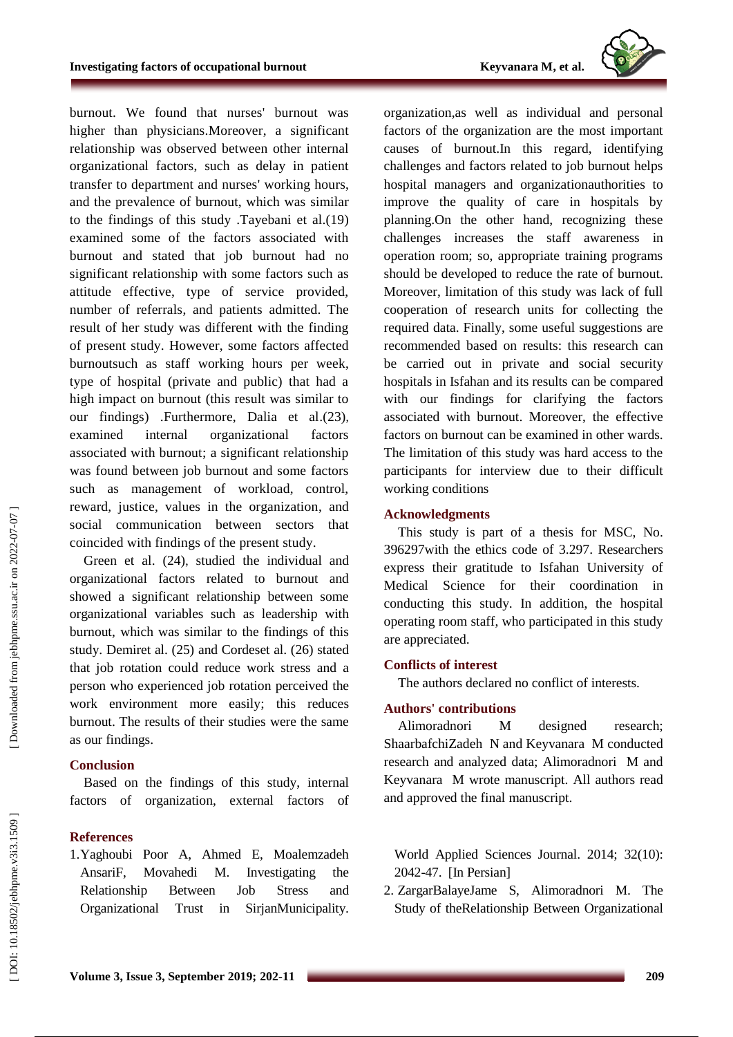burnout. We found that nurses' burnout was higher than physicians.Moreover, a significant relationship was observed between other internal organizational factors, such as delay in patient transfer to department and nurses' working hours, and the prevalence of burnout, which was similar to the findings of this study .Tayebani et al.(19) examined some of the factors associated with burnout and stated that job burnout had no significant relationship with some factors such as attitude effective, type of service provided, number of referrals, and patients admitted. The result of her study was different with the finding of present study. However, some factors affected burnoutsuch as staff working hours per week, type of hospital (private and public) that had a high impact on burnout (this result was similar to our findings) .Furthermore, Dalia et al.(23), examined internal organizational factors associated with burnout; a significant relationship was found between job burnout and some factors such as management of workload, control, reward, justice, values in the organization, and social communication between sectors that coincided with findings of the present study.

Green et al. (24), studied the individual and organizational factors related to burnout and showed a significant relationship between some organizational variables such as leadership with burnout, which was similar to the findings of this study. Demiret al. (25) and Cordeset al. (26) stated that job rotation could reduce work stress and a person who experienced job rotation perceived the work environment more easily; this reduces burnout. The results of their studies were the same as our findings.

## Conclusion

Based on the findings of this study, internal factors of organization, external factors of organization,as well as individual and personal factors of the organization are the most important causes of burnout.In this regard, identifying challenges and factors related to job burnout helps hospital managers and organizationauthorities to improve the quality of care in hospitals by planning.On the other hand, recognizing these challenges increases the staff awareness in operation room; so, appropriate training programs should be developed to reduce the rate of burnout. Moreover, limitation of this study was lack of full cooperation of research units for collecting the required data. Finally, some useful suggestions are recommended based on results: this research can be carried out in private and social security hospitals in Isfahan and its results can be compared with our findings for clarifying the factors associated with burnout. Moreover, the effective factors on burnout can be examined in other wards. The limitation of this study was hard access to the participants for interview due to their difficult working conditions

## Acknowledgments

This study is part of a thesis for MSC, No. 396297with the ethics code of 3.297. Researchers express their gratitude to Isfahan University of Medical Science for their coordination in conducting this study. In addition, the hospital operating room staff, who participated in this study are appreciated.

## Conflicts of interest

The authors declared no conflict of interests.

## Authors' contributions

Alimoradnori M designed research; ShaarbafchiZadeh N and Keyvanara M conducted research and analyzed data; Alimoradnori M and Keyvanara M wrote manuscript. All authors read and approved the final manuscript.

## References

1. Yaghoubi Poor A, Ahmed E, Moalemzadeh AnsariF, Movahedi M. Investigating the Relationship Between Job Stress and Organizational Trust in SirjanMunicipality. World Applied Sciences Journal. 2014; 32(10): 2042-47. [In Persian]
2. ZargarBalayeJame S, Alimoradnori M. The Study of theRelationship Between Organizational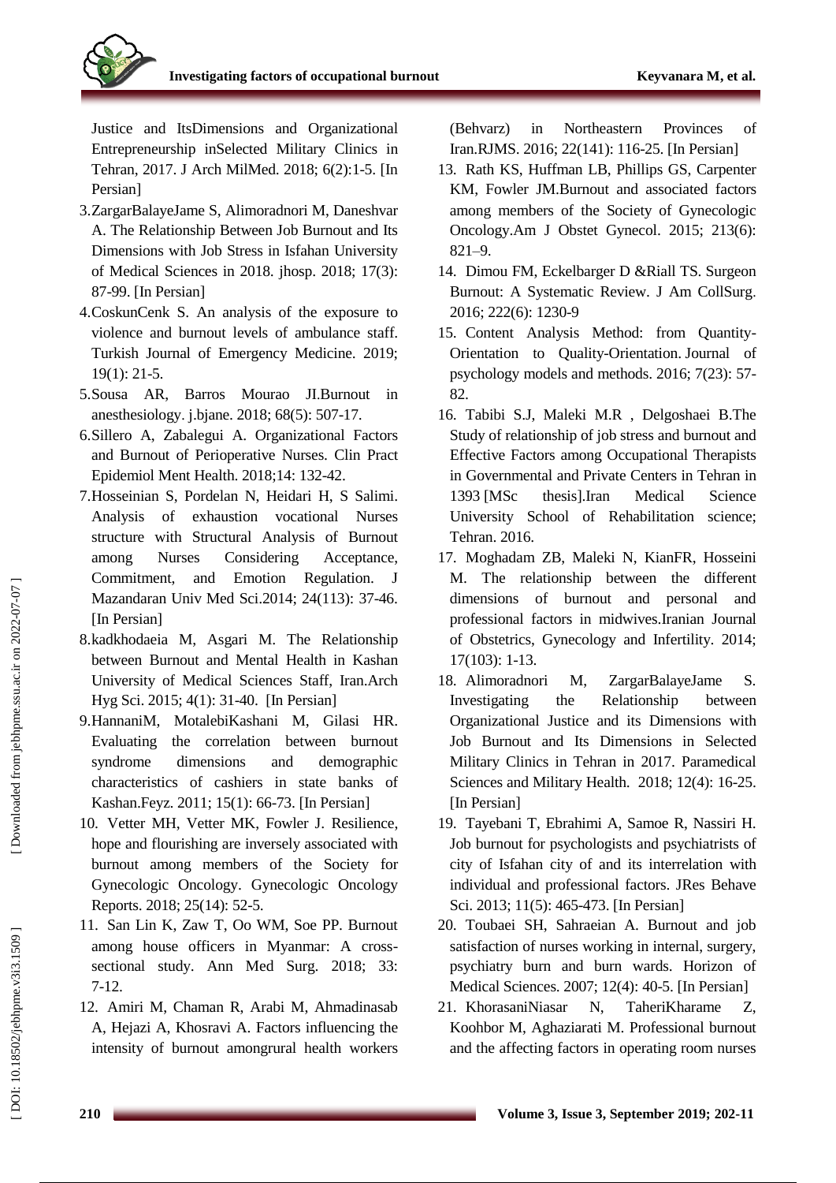Justice and ItsDimensions and Organizational Entrepreneurship inSelected Military Clinics in Tehran, 2017. J Arch MilMed. 2018; 6(2):1-5. [In Persian]

3. ZargarBalayeJame S, Alimoradnori M, Daneshvar A. The Relationship Between Job Burnout and Its Dimensions with Job Stress in Isfahan University of Medical Sciences in 2018. jhosp. 2018; 17(3): 87-99. [In Persian]
4. CoskunCenk S. An analysis of the exposure to violence and burnout levels of ambulance staff. Turkish Journal of Emergency Medicine. 2019; 19(1): 21-5.
5. Sousa AR, Barros Mourao JI.Burnout in anesthesiology. j.bjane. 2018; 68(5): 507-17.
6. Sillero A, Zabalegui A. Organizational Factors and Burnout of Perioperative Nurses. Clin Pract Epidemiol Ment Health. 2018;14: 132-42.
7. Hosseinian S, Pordelan N, Heidari H, S Salimi. Analysis of exhaustion vocational Nurses structure with Structural Analysis of Burnout among Nurses Considering Acceptance, Commitment, and Emotion Regulation. J Mazandaran Univ Med Sci.2014; 24(113): 37-46. [In Persian]
8. kadkhodaeia M, Asgari M. The Relationship between Burnout and Mental Health in Kashan University of Medical Sciences Staff, Iran.Arch Hyg Sci. 2015; 4(1): 31-40. [In Persian]
9. HannaniM, MotalebiKashani M, Gilasi HR. Evaluating the correlation between burnout syndrome dimensions and demographic characteristics of cashiers in state banks of Kashan.Feyz. 2011; 15(1): 66-73. [In Persian]
10. Vetter MH, Vetter MK, Fowler J. Resilience, hope and flourishing are inversely associated with burnout among members of the Society for Gynecologic Oncology. Gynecologic Oncology Reports. 2018; 25(14): 52-5.
11. San Lin K, Zaw T, Oo WM, Soe PP. Burnout among house officers in Myanmar: A cross-sectional study. Ann Med Surg. 2018; 33: 7-12.
12. Amiri M, Chaman R, Arabi M, Ahmadinasab A, Hejazi A, Khosravi A. Factors influencing the intensity of burnout amongrural health workers (Behvarz) in Northeastern Provinces of Iran.RJMS. 2016; 22(141): 116-25. [In Persian]
13. Rath KS, Huffman LB, Phillips GS, Carpenter KM, Fowler JM.Burnout and associated factors among members of the Society of Gynecologic Oncology.Am J Obstet Gynecol. 2015; 213(6): 821–9.
14. Dimou FM, Eckelbarger D &Riall TS. Surgeon Burnout: A Systematic Review. J Am CollSurg. 2016; 222(6): 1230-9
15. Content Analysis Method: from Quantity-Orientation to Quality-Orientation. Journal of psychology models and methods. 2016; 7(23): 57-82.
16. Tabibi S.J, Maleki M.R , Delgoshaei B.The Study of relationship of job stress and burnout and Effective Factors among Occupational Therapists in Governmental and Private Centers in Tehran in 1393 [MSc thesis].Iran Medical Science University School of Rehabilitation science; Tehran. 2016.
17. Moghadam ZB, Maleki N, KianFR, Hosseini M. The relationship between the different dimensions of burnout and personal and professional factors in midwives.Iranian Journal of Obstetrics, Gynecology and Infertility. 2014; 17(103): 1-13.
18. Alimoradnori M, ZargarBalayeJame S. Investigating the Relationship between Organizational Justice and its Dimensions with Job Burnout and Its Dimensions in Selected Military Clinics in Tehran in 2017. Paramedical Sciences and Military Health. 2018; 12(4): 16-25. [In Persian]
19. Tayebani T, Ebrahimi A, Samoe R, Nassiri H. Job burnout for psychologists and psychiatrists of city of Isfahan city of and its interrelation with individual and professional factors. JRes Behave Sci. 2013; 11(5): 465-473. [In Persian]
20. Toubaei SH, Sahraeian A. Burnout and job satisfaction of nurses working in internal, surgery, psychiatry burn and burn wards. Horizon of Medical Sciences. 2007; 12(4): 40-5. [In Persian]
21. KhorasaniNiasar N, TaheriKharame Z, Koohbor M, Aghaziarati M. Professional burnout and the affecting factors in operating room nurses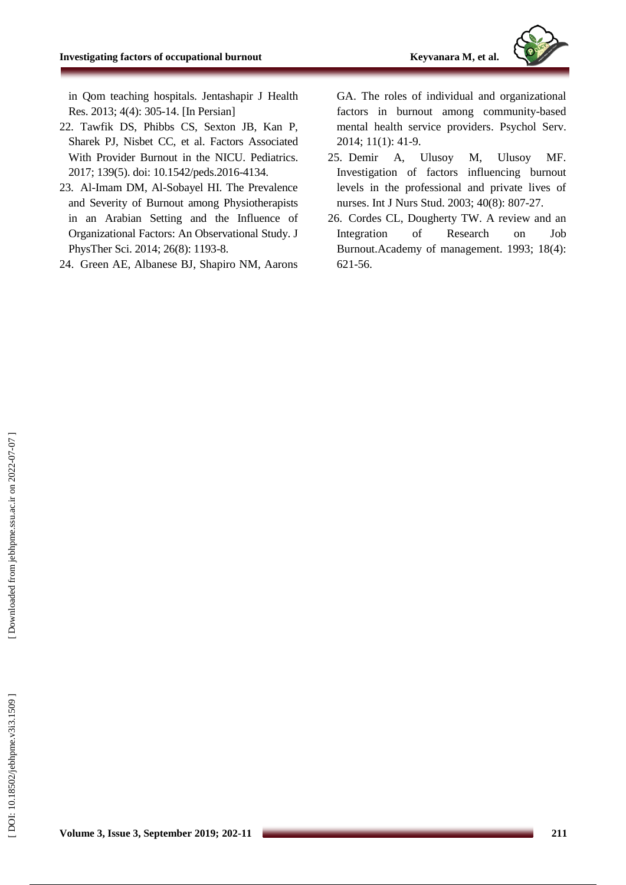in Qom teaching hospitals. Jentashapir J Health Res. 2013; 4(4): 305-14. [In Persian]

22. Tawfik DS, Phibbs CS, Sexton JB, Kan P, Sharek PJ, Nisbet CC, et al. Factors Associated With Provider Burnout in the NICU. Pediatrics. 2017; 139(5). doi: 10.1542/peds.2016-4134.
23. Al-Imam DM, Al-Sobayel HI. The Prevalence and Severity of Burnout among Physiotherapists in an Arabian Setting and the Influence of Organizational Factors: An Observational Study. J PhysTher Sci. 2014; 26(8): 1193-8.
24. Green AE, Albanese BJ, Shapiro NM, Aarons GA. The roles of individual and organizational factors in burnout among community-based mental health service providers. Psychol Serv. 2014; 11(1): 41-9.
25. Demir A, Ulusoy M, Ulusoy MF. Investigation of factors influencing burnout levels in the professional and private lives of nurses. Int J Nurs Stud. 2003; 40(8): 807-27.
26. Cordes CL, Dougherty TW. A review and an Integration of Research on Job Burnout.Academy of management. 1993; 18(4): 621-56.